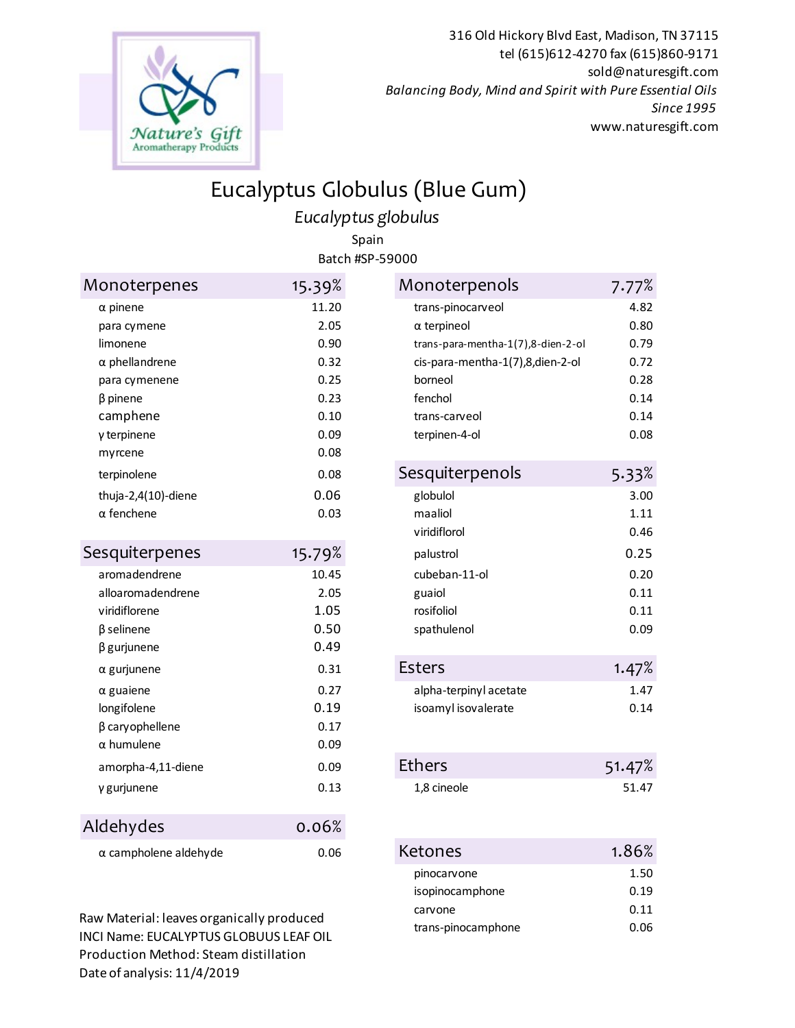Nature's Gift Aromatherapy Products

316 Old Hickory Blvd East, Madison, TN 37115
tel (615)612-4270 fax (615)860-9171
sold@naturesgift.com
*Balancing Body, Mind and Spirit with Pure Essential Oils*
*Since 1995*
www.naturesgift.com

# Eucalyptus Globulus (Blue Gum)

*Eucalyptus globulus*

Spain

Batch #SP-59000

| Monoterpenes | 15.39% |
|---|---|
| α pinene | 11.20 |
| para cymene | 2.05 |
| limonene | 0.90 |
| α phellandrene | 0.32 |
| para cymenene | 0.25 |
| β pinene | 0.23 |
| camphene | 0.10 |
| γ terpinene | 0.09 |
| myrcene | 0.08 |
| terpinolene | 0.08 |
| thuja-2,4(10)-diene | 0.06 |
| α fenchene | 0.03 |

| Sesquiterpenes | 15.79% |
|---|---|
| aromadendrene | 10.45 |
| alloaromadendrene | 2.05 |
| viridiflorene | 1.05 |
| β selinene | 0.50 |
| β gurjunene | 0.49 |
| α gurjunene | 0.31 |
| α guaiene | 0.27 |
| longifolene | 0.19 |
| β caryophellene | 0.17 |
| α humulene | 0.09 |
| amorpha-4,11-diene | 0.09 |
| γ gurjunene | 0.13 |

| Aldehydes | 0.06% |
|---|---|
| α campholene aldehyde | 0.06 |

| Monoterpenols | 7.77% |
|---|---|
| trans-pinocarveol | 4.82 |
| α terpineol | 0.80 |
| trans-para-mentha-1(7),8-dien-2-ol | 0.79 |
| cis-para-mentha-1(7),8,dien-2-ol | 0.72 |
| borneol | 0.28 |
| fenchol | 0.14 |
| trans-carveol | 0.14 |
| terpinen-4-ol | 0.08 |

| Sesquiterpenols | 5.33% |
|---|---|
| globulol | 3.00 |
| maaliol | 1.11 |
| viridiflorol | 0.46 |
| palustrol | 0.25 |
| cubeban-11-ol | 0.20 |
| guaiol | 0.11 |
| rosifoliol | 0.11 |
| spathulenol | 0.09 |

| Esters | 1.47% |
|---|---|
| alpha-terpinyl acetate | 1.47 |
| isoamyl isovalerate | 0.14 |

| Ethers | 51.47% |
|---|---|
| 1,8 cineole | 51.47 |

| Ketones | 1.86% |
|---|---|
| pinocarvone | 1.50 |
| isopinocamphone | 0.19 |
| carvone | 0.11 |
| trans-pinocamphone | 0.06 |

Raw Material: leaves organically produced
INCI Name: EUCALYPTUS GLOBUUS LEAF OIL
Production Method: Steam distillation
Date of analysis: 11/4/2019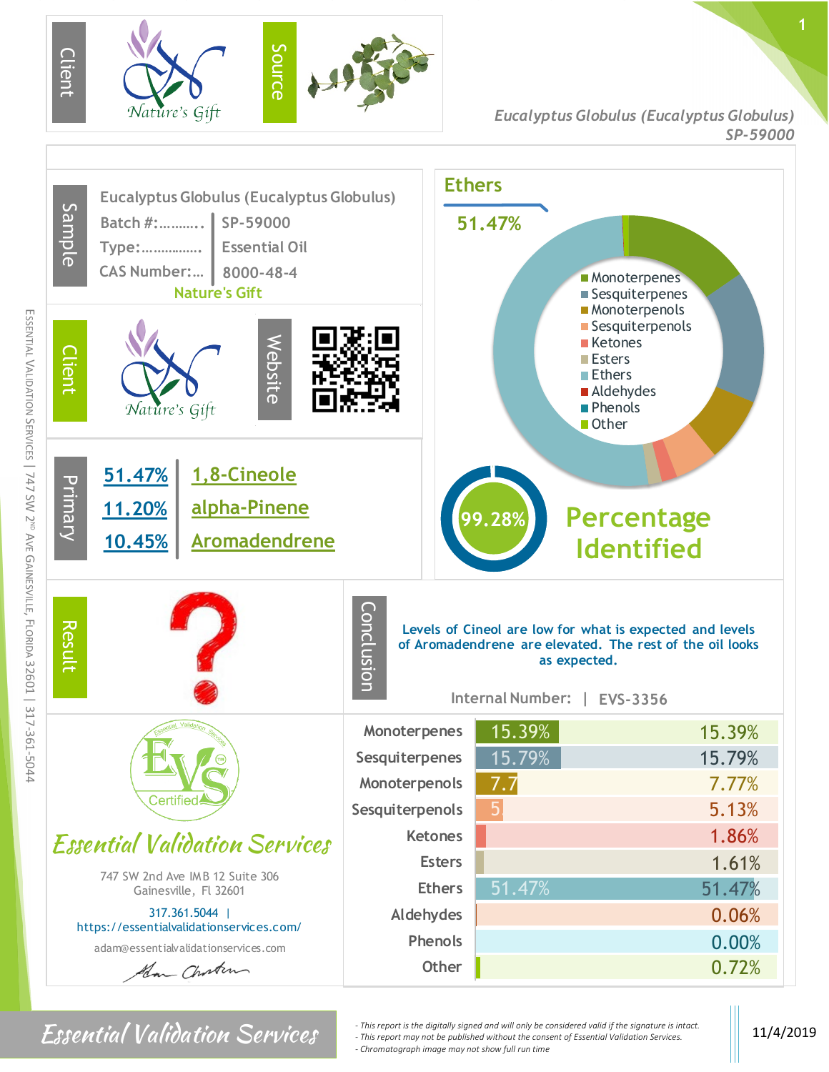Client: Nature's Gift | Source

*Eucalyptus Globulus (Eucalyptus Globulus)*
*SP-59000*

## Sample

Eucalyptus Globulus (Eucalyptus Globulus)

| | |
|---|---|
| Batch #:……….. | SP-59000 |
| Type:…………… | Essential Oil |
| CAS Number:… | 8000-48-4 |

Nature's Gift

## Client

Nature's Gift

Website

## Ethers

51.47%

- Monoterpenes
- Sesquiterpenes
- Monoterpenols
- Sesquiterpenols
- Ketones
- Esters
- Ethers
- Aldehydes
- Phenols
- Other

## Primary

| | |
|---|---|
| 51.47% | 1,8-Cineole |
| 11.20% | alpha-Pinene |
| 10.45% | Aromadendrene |

99.28% Percentage Identified

## Result

?

## Conclusion

Levels of Cineol are low for what is expected and levels of Aromadendrene are elevated. The rest of the oil looks as expected.

Internal Number: | EVS-3356

| | |
|---|---|
| Monoterpenes | 15.39% |
| Sesquiterpenes | 15.79% |
| Monoterpenols | 7.77% |
| Sesquiterpenols | 5.13% |
| Ketones | 1.86% |
| Esters | 1.61% |
| Ethers | 51.47% |
| Aldehydes | 0.06% |
| Phenols | 0.00% |
| Other | 0.72% |

EVS Certified

*Essential Validation Services*

747 SW 2nd Ave IMB 12 Suite 306
Gainesville, Fl 32601

317.361.5044 | https://essentialvalidationservices.com/

adam@essentialvalidationservices.com

ESSENTIAL VALIDATION SERVICES | 747 SW 2ND AVE GAINESVILLE, FLORIDA 32601 | 317-361-5044

*Essential Validation Services*

- *This report is the digitally signed and will only be considered valid if the signature is intact.*
- *This report may not be published without the consent of Essential Validation Services.*
- *Chromatograph image may not show full run time*

11/4/2019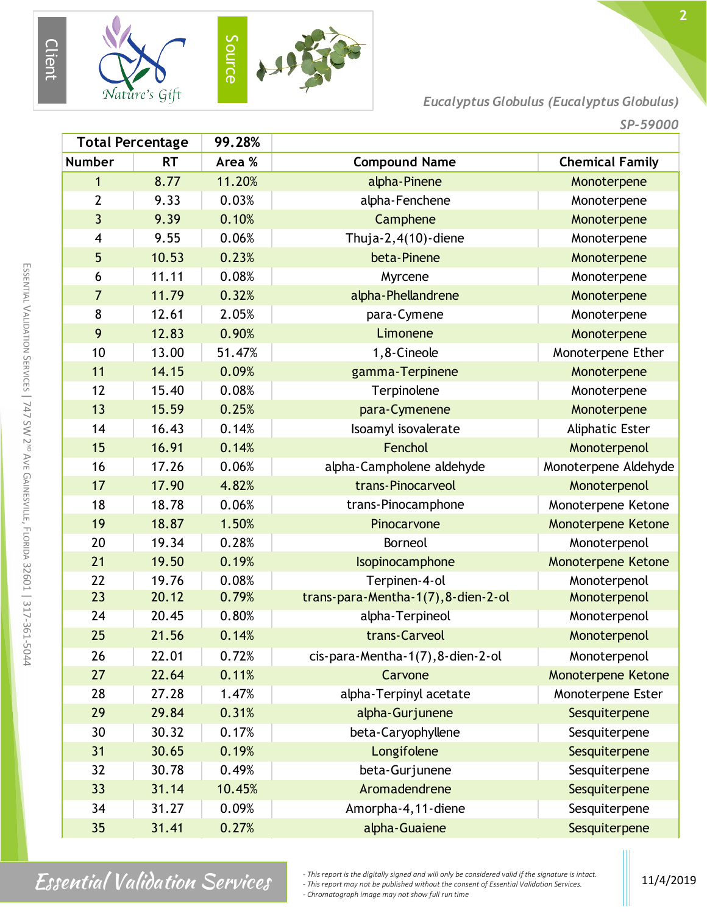Client

Nature's Gift

Source

*Eucalyptus Globulus (Eucalyptus Globulus)*

*SP-59000*

| Total Percentage | | 99.28% | | |
|---|---|---|---|---|
| **Number** | **RT** | **Area %** | **Compound Name** | **Chemical Family** |
| 1 | 8.77 | 11.20% | alpha-Pinene | Monoterpene |
| 2 | 9.33 | 0.03% | alpha-Fenchene | Monoterpene |
| 3 | 9.39 | 0.10% | Camphene | Monoterpene |
| 4 | 9.55 | 0.06% | Thuja-2,4(10)-diene | Monoterpene |
| 5 | 10.53 | 0.23% | beta-Pinene | Monoterpene |
| 6 | 11.11 | 0.08% | Myrcene | Monoterpene |
| 7 | 11.79 | 0.32% | alpha-Phellandrene | Monoterpene |
| 8 | 12.61 | 2.05% | para-Cymene | Monoterpene |
| 9 | 12.83 | 0.90% | Limonene | Monoterpene |
| 10 | 13.00 | 51.47% | 1,8-Cineole | Monoterpene Ether |
| 11 | 14.15 | 0.09% | gamma-Terpinene | Monoterpene |
| 12 | 15.40 | 0.08% | Terpinolene | Monoterpene |
| 13 | 15.59 | 0.25% | para-Cymenene | Monoterpene |
| 14 | 16.43 | 0.14% | Isoamyl isovalerate | Aliphatic Ester |
| 15 | 16.91 | 0.14% | Fenchol | Monoterpenol |
| 16 | 17.26 | 0.06% | alpha-Campholene aldehyde | Monoterpene Aldehyde |
| 17 | 17.90 | 4.82% | trans-Pinocarveol | Monoterpenol |
| 18 | 18.78 | 0.06% | trans-Pinocamphone | Monoterpene Ketone |
| 19 | 18.87 | 1.50% | Pinocarvone | Monoterpene Ketone |
| 20 | 19.34 | 0.28% | Borneol | Monoterpenol |
| 21 | 19.50 | 0.19% | Isopinocamphone | Monoterpene Ketone |
| 22 | 19.76 | 0.08% | Terpinen-4-ol | Monoterpenol |
| 23 | 20.12 | 0.79% | trans-para-Mentha-1(7),8-dien-2-ol | Monoterpenol |
| 24 | 20.45 | 0.80% | alpha-Terpineol | Monoterpenol |
| 25 | 21.56 | 0.14% | trans-Carveol | Monoterpenol |
| 26 | 22.01 | 0.72% | cis-para-Mentha-1(7),8-dien-2-ol | Monoterpenol |
| 27 | 22.64 | 0.11% | Carvone | Monoterpene Ketone |
| 28 | 27.28 | 1.47% | alpha-Terpinyl acetate | Monoterpene Ester |
| 29 | 29.84 | 0.31% | alpha-Gurjunene | Sesquiterpene |
| 30 | 30.32 | 0.17% | beta-Caryophyllene | Sesquiterpene |
| 31 | 30.65 | 0.19% | Longifolene | Sesquiterpene |
| 32 | 30.78 | 0.49% | beta-Gurjunene | Sesquiterpene |
| 33 | 31.14 | 10.45% | Aromadendrene | Sesquiterpene |
| 34 | 31.27 | 0.09% | Amorpha-4,11-diene | Sesquiterpene |
| 35 | 31.41 | 0.27% | alpha-Guaiene | Sesquiterpene |

*- This report is the digitally signed and will only be considered valid if the signature is intact.*
*- This report may not be published without the consent of Essential Validation Services.*
*- Chromatograph image may not show full run time*

11/4/2019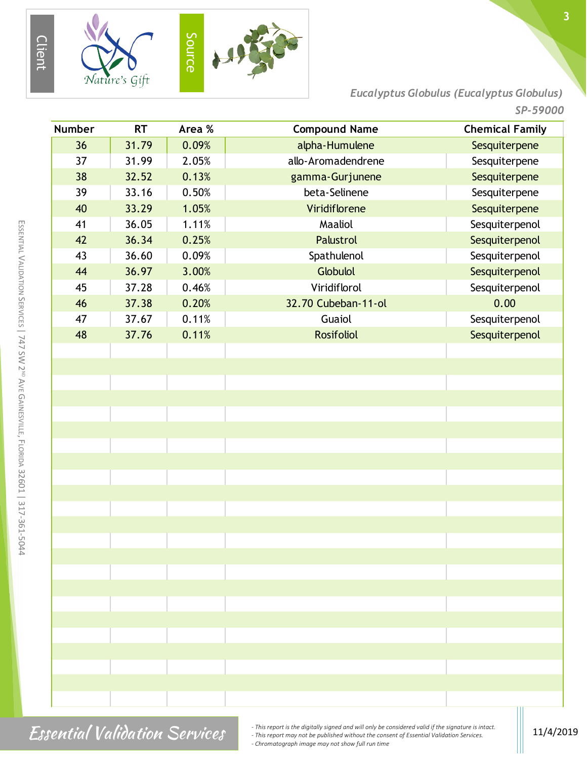Client

Source

*Eucalyptus Globulus (Eucalyptus Globulus)*

*SP-59000*

| Number | RT | Area % | Compound Name | Chemical Family |
|---|---|---|---|---|
| 36 | 31.79 | 0.09% | alpha-Humulene | Sesquiterpene |
| 37 | 31.99 | 2.05% | allo-Aromadendrene | Sesquiterpene |
| 38 | 32.52 | 0.13% | gamma-Gurjunene | Sesquiterpene |
| 39 | 33.16 | 0.50% | beta-Selinene | Sesquiterpene |
| 40 | 33.29 | 1.05% | Viridiflorene | Sesquiterpene |
| 41 | 36.05 | 1.11% | Maaliol | Sesquiterpenol |
| 42 | 36.34 | 0.25% | Palustrol | Sesquiterpenol |
| 43 | 36.60 | 0.09% | Spathulenol | Sesquiterpenol |
| 44 | 36.97 | 3.00% | Globulol | Sesquiterpenol |
| 45 | 37.28 | 0.46% | Viridiflorol | Sesquiterpenol |
| 46 | 37.38 | 0.20% | 32.70 Cubeban-11-ol | 0.00 |
| 47 | 37.67 | 0.11% | Guaiol | Sesquiterpenol |
| 48 | 37.76 | 0.11% | Rosifoliol | Sesquiterpenol |

Essential Validation Services | 747 SW 2nd Ave Gainesville, Florida 32601 | 317-361-5044

Essential Validation Services

*- This report is the digitally signed and will only be considered valid if the signature is intact.*
*- This report may not be published without the consent of Essential Validation Services.*
*- Chromatograph image may not show full run time*

11/4/2019